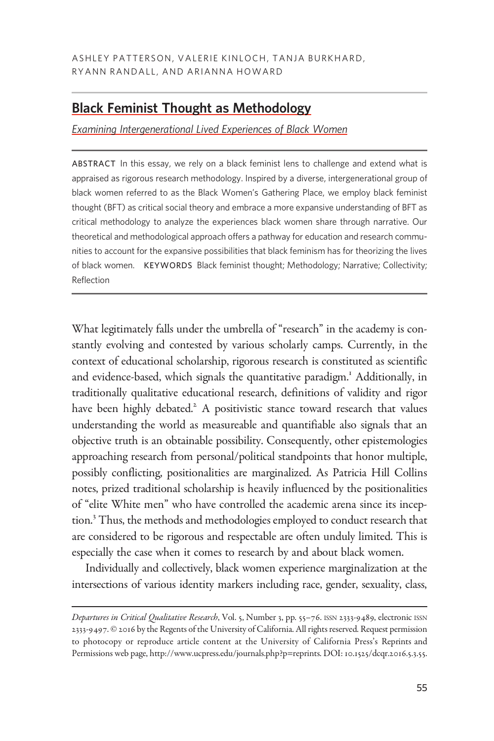ASHLEY PATTERSON, VALERIE KINLOCH, TANJA BURKHARD, RYANN RANDALL, AND ARIANNA HOWARD

# Black Feminist Thought as Methodology

*Examining Intergenerational Lived Experiences of Black Women*

ABSTRACT In this essay, we rely on a black feminist lens to challenge and extend what is appraised as rigorous research methodology. Inspired by a diverse, intergenerational group of black women referred to as the Black Women's Gathering Place, we employ black feminist thought (BFT) as critical social theory and embrace a more expansive understanding of BFT as critical methodology to analyze the experiences black women share through narrative. Our theoretical and methodological approach offers a pathway for education and research communities to account for the expansive possibilities that black feminism has for theorizing the lives of black women. KEYWORDS Black feminist thought; Methodology; Narrative; Collectivity; Reflection

What legitimately falls under the umbrella of "research" in the academy is constantly evolving and contested by various scholarly camps. Currently, in the context of educational scholarship, rigorous research is constituted as scientific and evidence-based, which signals the quantitative paradigm.[1] Additionally, in traditionally qualitative educational research, definitions of validity and rigor have been highly debated.[2] A positivistic stance toward research that values understanding the world as measureable and quantifiable also signals that an objective truth is an obtainable possibility. Consequently, other epistemologies approaching research from personal/political standpoints that honor multiple, possibly conflicting, positionalities are marginalized. As Patricia Hill Collins notes, prized traditional scholarship is heavily influenced by the positionalities of "elite White men" who have controlled the academic arena since its inception.[3] Thus, the methods and methodologies employed to conduct research that are considered to be rigorous and respectable are often unduly limited. This is especially the case when it comes to research by and about black women.

Individually and collectively, black women experience marginalization at the intersections of various identity markers including race, gender, sexuality, class,

*Departures in Critical Qualitative Research*, Vol. 5, Number 3, pp. 55–76. ISSN 2333-9489, electronic ISSN 2333-9497. © 2016 by the Regents of the University of California. All rights reserved. Request permission to photocopy or reproduce article content at the University of California Press's Reprints and Permissions web page, http://www.ucpress.edu/journals.php?p=reprints. DOI: 10.1525/dcqr.2016.5.3.55.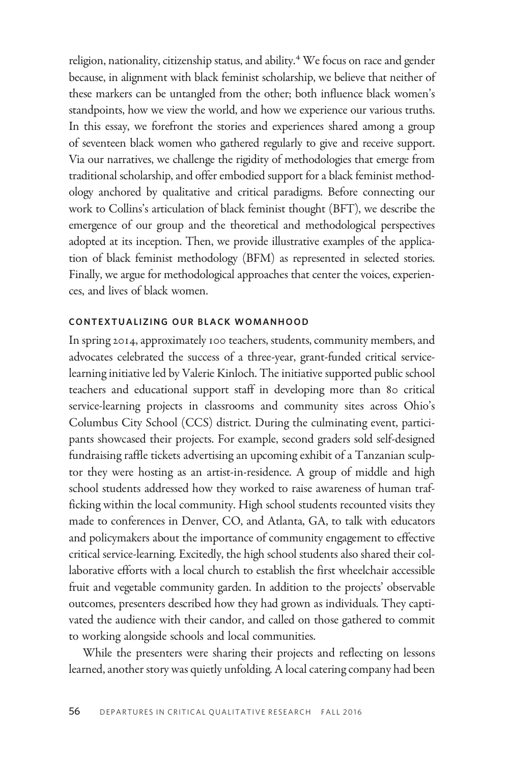religion, nationality, citizenship status, and ability.[4] We focus on race and gender because, in alignment with black feminist scholarship, we believe that neither of these markers can be untangled from the other; both influence black women's standpoints, how we view the world, and how we experience our various truths. In this essay, we forefront the stories and experiences shared among a group of seventeen black women who gathered regularly to give and receive support. Via our narratives, we challenge the rigidity of methodologies that emerge from traditional scholarship, and offer embodied support for a black feminist methodology anchored by qualitative and critical paradigms. Before connecting our work to Collins's articulation of black feminist thought (BFT), we describe the emergence of our group and the theoretical and methodological perspectives adopted at its inception. Then, we provide illustrative examples of the application of black feminist methodology (BFM) as represented in selected stories. Finally, we argue for methodological approaches that center the voices, experiences, and lives of black women.

## CONTEXTUALIZING OUR BLACK WOMANHOOD

In spring 2014, approximately 100 teachers, students, community members, and advocates celebrated the success of a three-year, grant-funded critical service-learning initiative led by Valerie Kinloch. The initiative supported public school teachers and educational support staff in developing more than 80 critical service-learning projects in classrooms and community sites across Ohio's Columbus City School (CCS) district. During the culminating event, participants showcased their projects. For example, second graders sold self-designed fundraising raffle tickets advertising an upcoming exhibit of a Tanzanian sculptor they were hosting as an artist-in-residence. A group of middle and high school students addressed how they worked to raise awareness of human trafficking within the local community. High school students recounted visits they made to conferences in Denver, CO, and Atlanta, GA, to talk with educators and policymakers about the importance of community engagement to effective critical service-learning. Excitedly, the high school students also shared their collaborative efforts with a local church to establish the first wheelchair accessible fruit and vegetable community garden. In addition to the projects' observable outcomes, presenters described how they had grown as individuals. They captivated the audience with their candor, and called on those gathered to commit to working alongside schools and local communities.

While the presenters were sharing their projects and reflecting on lessons learned, another story was quietly unfolding. A local catering company had been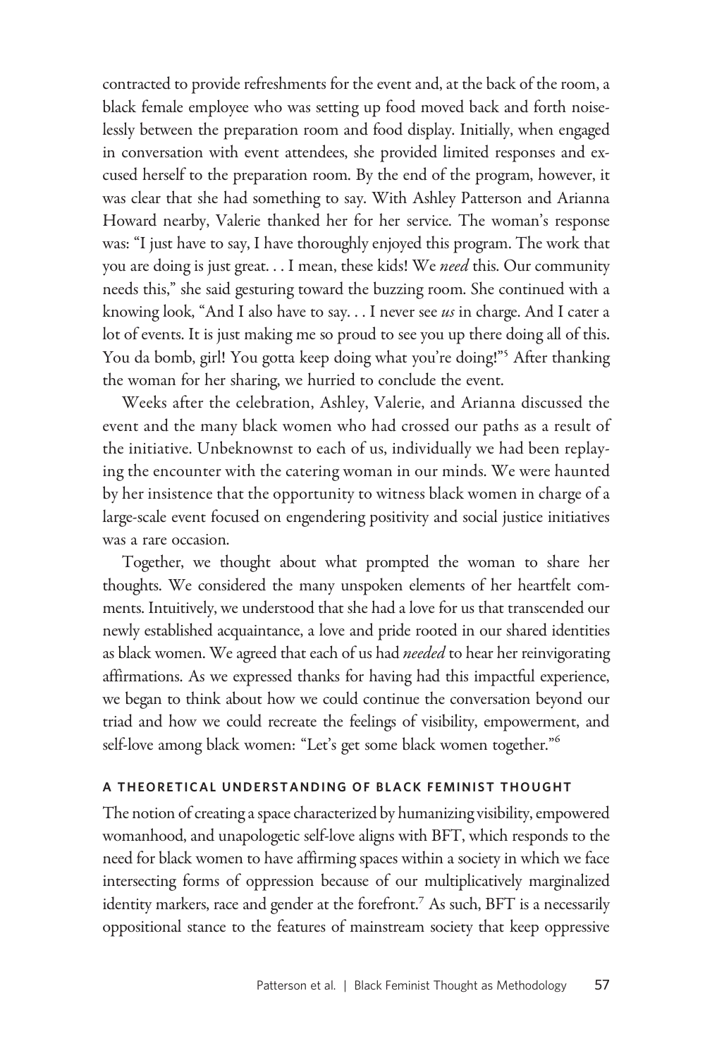contracted to provide refreshments for the event and, at the back of the room, a black female employee who was setting up food moved back and forth noiselessly between the preparation room and food display. Initially, when engaged in conversation with event attendees, she provided limited responses and excused herself to the preparation room. By the end of the program, however, it was clear that she had something to say. With Ashley Patterson and Arianna Howard nearby, Valerie thanked her for her service. The woman's response was: "I just have to say, I have thoroughly enjoyed this program. The work that you are doing is just great. . . I mean, these kids! We *need* this. Our community needs this," she said gesturing toward the buzzing room. She continued with a knowing look, "And I also have to say. . . I never see *us* in charge. And I cater a lot of events. It is just making me so proud to see you up there doing all of this. You da bomb, girl! You gotta keep doing what you're doing!"[5] After thanking the woman for her sharing, we hurried to conclude the event.

Weeks after the celebration, Ashley, Valerie, and Arianna discussed the event and the many black women who had crossed our paths as a result of the initiative. Unbeknownst to each of us, individually we had been replaying the encounter with the catering woman in our minds. We were haunted by her insistence that the opportunity to witness black women in charge of a large-scale event focused on engendering positivity and social justice initiatives was a rare occasion.

Together, we thought about what prompted the woman to share her thoughts. We considered the many unspoken elements of her heartfelt comments. Intuitively, we understood that she had a love for us that transcended our newly established acquaintance, a love and pride rooted in our shared identities as black women. We agreed that each of us had *needed* to hear her reinvigorating affirmations. As we expressed thanks for having had this impactful experience, we began to think about how we could continue the conversation beyond our triad and how we could recreate the feelings of visibility, empowerment, and self-love among black women: "Let's get some black women together."[6]

## A THEORETICAL UNDERSTANDING OF BLACK FEMINIST THOUGHT

The notion of creating a space characterized by humanizing visibility, empowered womanhood, and unapologetic self-love aligns with BFT, which responds to the need for black women to have affirming spaces within a society in which we face intersecting forms of oppression because of our multiplicatively marginalized identity markers, race and gender at the forefront.[7] As such, BFT is a necessarily oppositional stance to the features of mainstream society that keep oppressive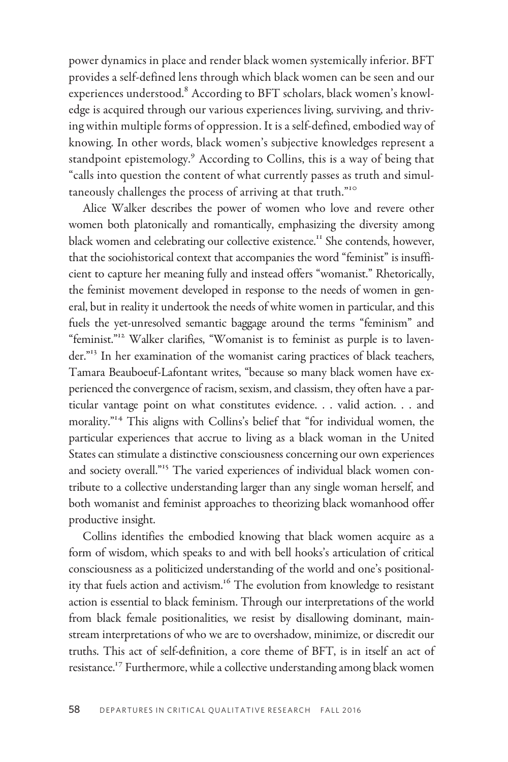power dynamics in place and render black women systemically inferior. BFT provides a self-defined lens through which black women can be seen and our experiences understood.[8] According to BFT scholars, black women's knowledge is acquired through our various experiences living, surviving, and thriving within multiple forms of oppression. It is a self-defined, embodied way of knowing. In other words, black women's subjective knowledges represent a standpoint epistemology.[9] According to Collins, this is a way of being that "calls into question the content of what currently passes as truth and simultaneously challenges the process of arriving at that truth."[10]

Alice Walker describes the power of women who love and revere other women both platonically and romantically, emphasizing the diversity among black women and celebrating our collective existence.[11] She contends, however, that the sociohistorical context that accompanies the word "feminist" is insufficient to capture her meaning fully and instead offers "womanist." Rhetorically, the feminist movement developed in response to the needs of women in general, but in reality it undertook the needs of white women in particular, and this fuels the yet-unresolved semantic baggage around the terms "feminism" and "feminist."[12] Walker clarifies, "Womanist is to feminist as purple is to lavender."[13] In her examination of the womanist caring practices of black teachers, Tamara Beauboeuf-Lafontant writes, "because so many black women have experienced the convergence of racism, sexism, and classism, they often have a particular vantage point on what constitutes evidence. . . valid action. . . and morality."[14] This aligns with Collins's belief that "for individual women, the particular experiences that accrue to living as a black woman in the United States can stimulate a distinctive consciousness concerning our own experiences and society overall."[15] The varied experiences of individual black women contribute to a collective understanding larger than any single woman herself, and both womanist and feminist approaches to theorizing black womanhood offer productive insight.

Collins identifies the embodied knowing that black women acquire as a form of wisdom, which speaks to and with bell hooks's articulation of critical consciousness as a politicized understanding of the world and one's positionality that fuels action and activism.[16] The evolution from knowledge to resistant action is essential to black feminism. Through our interpretations of the world from black female positionalities, we resist by disallowing dominant, mainstream interpretations of who we are to overshadow, minimize, or discredit our truths. This act of self-definition, a core theme of BFT, is in itself an act of resistance.[17] Furthermore, while a collective understanding among black women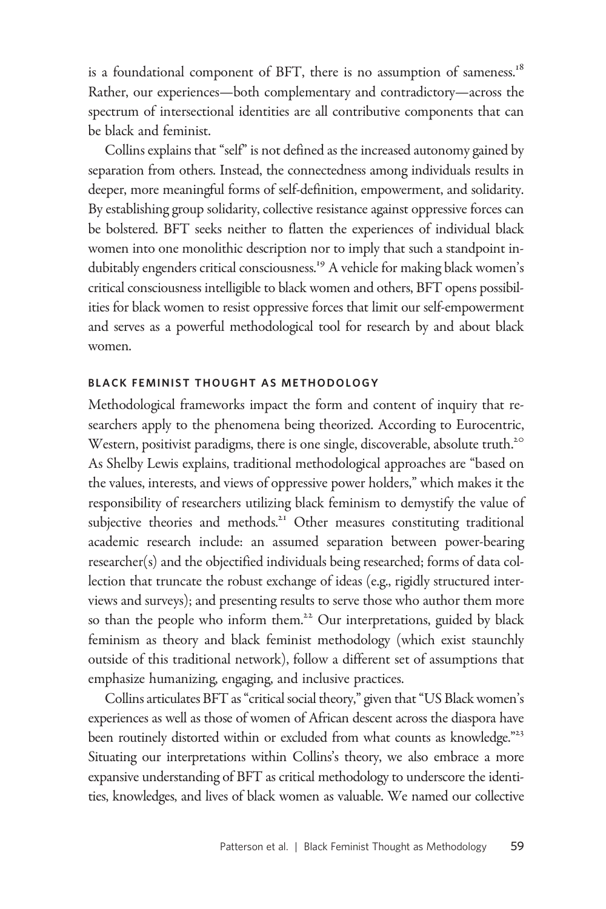is a foundational component of BFT, there is no assumption of sameness.[18] Rather, our experiences—both complementary and contradictory—across the spectrum of intersectional identities are all contributive components that can be black and feminist.

Collins explains that "self" is not defined as the increased autonomy gained by separation from others. Instead, the connectedness among individuals results in deeper, more meaningful forms of self-definition, empowerment, and solidarity. By establishing group solidarity, collective resistance against oppressive forces can be bolstered. BFT seeks neither to flatten the experiences of individual black women into one monolithic description nor to imply that such a standpoint indubitably engenders critical consciousness.[19] A vehicle for making black women's critical consciousness intelligible to black women and others, BFT opens possibilities for black women to resist oppressive forces that limit our self-empowerment and serves as a powerful methodological tool for research by and about black women.

## BLACK FEMINIST THOUGHT AS METHODOLOGY

Methodological frameworks impact the form and content of inquiry that researchers apply to the phenomena being theorized. According to Eurocentric, Western, positivist paradigms, there is one single, discoverable, absolute truth.[20] As Shelby Lewis explains, traditional methodological approaches are "based on the values, interests, and views of oppressive power holders," which makes it the responsibility of researchers utilizing black feminism to demystify the value of subjective theories and methods.[21] Other measures constituting traditional academic research include: an assumed separation between power-bearing researcher(s) and the objectified individuals being researched; forms of data collection that truncate the robust exchange of ideas (e.g., rigidly structured interviews and surveys); and presenting results to serve those who author them more so than the people who inform them.[22] Our interpretations, guided by black feminism as theory and black feminist methodology (which exist staunchly outside of this traditional network), follow a different set of assumptions that emphasize humanizing, engaging, and inclusive practices.

Collins articulates BFT as "critical social theory," given that "US Black women's experiences as well as those of women of African descent across the diaspora have been routinely distorted within or excluded from what counts as knowledge."[23] Situating our interpretations within Collins's theory, we also embrace a more expansive understanding of BFT as critical methodology to underscore the identities, knowledges, and lives of black women as valuable. We named our collective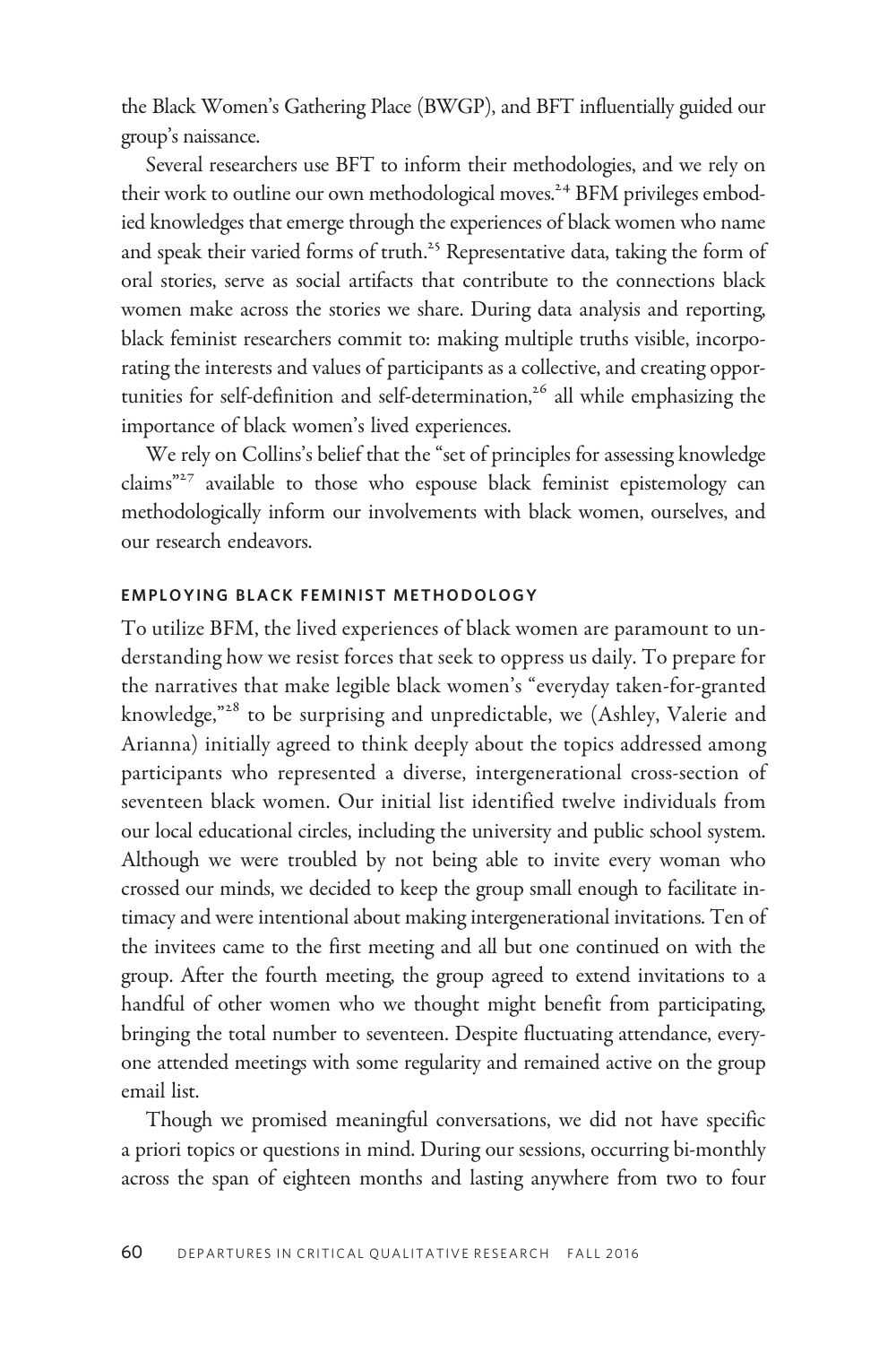the Black Women's Gathering Place (BWGP), and BFT influentially guided our group's naissance.

Several researchers use BFT to inform their methodologies, and we rely on their work to outline our own methodological moves.[24] BFM privileges embodied knowledges that emerge through the experiences of black women who name and speak their varied forms of truth.[25] Representative data, taking the form of oral stories, serve as social artifacts that contribute to the connections black women make across the stories we share. During data analysis and reporting, black feminist researchers commit to: making multiple truths visible, incorporating the interests and values of participants as a collective, and creating opportunities for self-definition and self-determination,[26] all while emphasizing the importance of black women's lived experiences.

We rely on Collins's belief that the "set of principles for assessing knowledge claims"[27] available to those who espouse black feminist epistemology can methodologically inform our involvements with black women, ourselves, and our research endeavors.

### EMPLOYING BLACK FEMINIST METHODOLOGY

To utilize BFM, the lived experiences of black women are paramount to understanding how we resist forces that seek to oppress us daily. To prepare for the narratives that make legible black women's "everyday taken-for-granted knowledge,"[28] to be surprising and unpredictable, we (Ashley, Valerie and Arianna) initially agreed to think deeply about the topics addressed among participants who represented a diverse, intergenerational cross-section of seventeen black women. Our initial list identified twelve individuals from our local educational circles, including the university and public school system. Although we were troubled by not being able to invite every woman who crossed our minds, we decided to keep the group small enough to facilitate intimacy and were intentional about making intergenerational invitations. Ten of the invitees came to the first meeting and all but one continued on with the group. After the fourth meeting, the group agreed to extend invitations to a handful of other women who we thought might benefit from participating, bringing the total number to seventeen. Despite fluctuating attendance, everyone attended meetings with some regularity and remained active on the group email list.

Though we promised meaningful conversations, we did not have specific a priori topics or questions in mind. During our sessions, occurring bi-monthly across the span of eighteen months and lasting anywhere from two to four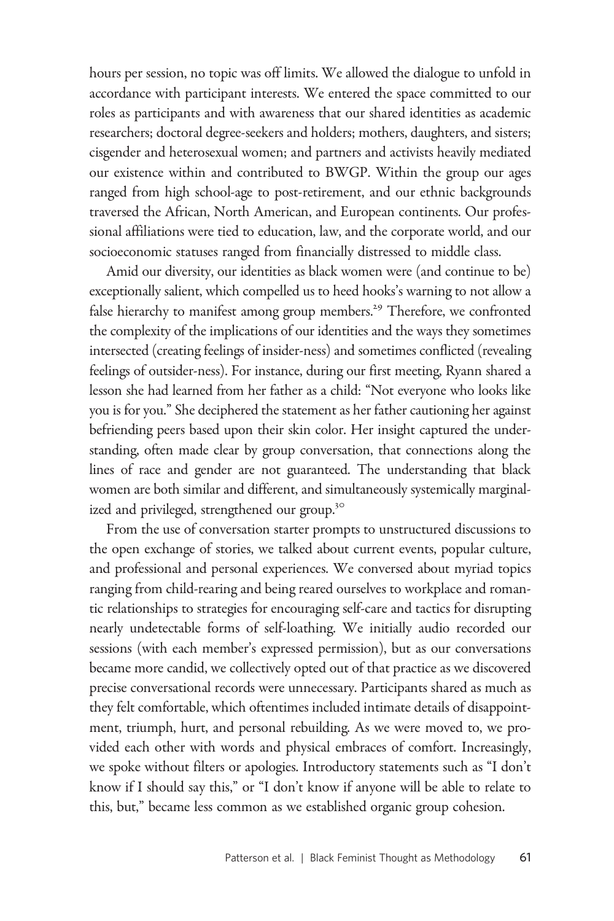hours per session, no topic was off limits. We allowed the dialogue to unfold in accordance with participant interests. We entered the space committed to our roles as participants and with awareness that our shared identities as academic researchers; doctoral degree-seekers and holders; mothers, daughters, and sisters; cisgender and heterosexual women; and partners and activists heavily mediated our existence within and contributed to BWGP. Within the group our ages ranged from high school-age to post-retirement, and our ethnic backgrounds traversed the African, North American, and European continents. Our professional affiliations were tied to education, law, and the corporate world, and our socioeconomic statuses ranged from financially distressed to middle class.

Amid our diversity, our identities as black women were (and continue to be) exceptionally salient, which compelled us to heed hooks's warning to not allow a false hierarchy to manifest among group members.[29] Therefore, we confronted the complexity of the implications of our identities and the ways they sometimes intersected (creating feelings of insider-ness) and sometimes conflicted (revealing feelings of outsider-ness). For instance, during our first meeting, Ryann shared a lesson she had learned from her father as a child: "Not everyone who looks like you is for you." She deciphered the statement as her father cautioning her against befriending peers based upon their skin color. Her insight captured the understanding, often made clear by group conversation, that connections along the lines of race and gender are not guaranteed. The understanding that black women are both similar and different, and simultaneously systemically marginalized and privileged, strengthened our group.[30]

From the use of conversation starter prompts to unstructured discussions to the open exchange of stories, we talked about current events, popular culture, and professional and personal experiences. We conversed about myriad topics ranging from child-rearing and being reared ourselves to workplace and romantic relationships to strategies for encouraging self-care and tactics for disrupting nearly undetectable forms of self-loathing. We initially audio recorded our sessions (with each member's expressed permission), but as our conversations became more candid, we collectively opted out of that practice as we discovered precise conversational records were unnecessary. Participants shared as much as they felt comfortable, which oftentimes included intimate details of disappointment, triumph, hurt, and personal rebuilding. As we were moved to, we provided each other with words and physical embraces of comfort. Increasingly, we spoke without filters or apologies. Introductory statements such as "I don't know if I should say this," or "I don't know if anyone will be able to relate to this, but," became less common as we established organic group cohesion.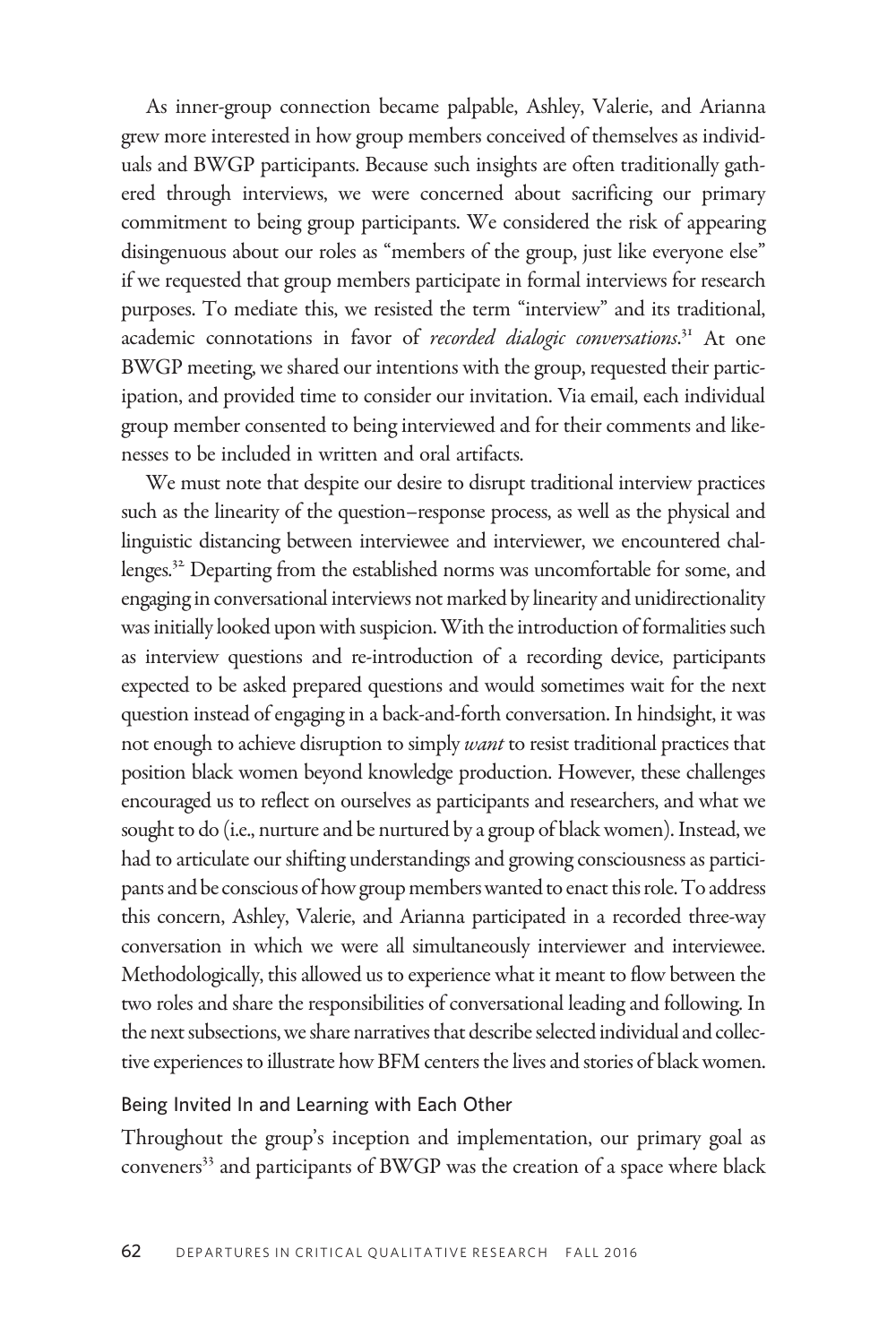As inner-group connection became palpable, Ashley, Valerie, and Arianna grew more interested in how group members conceived of themselves as individuals and BWGP participants. Because such insights are often traditionally gathered through interviews, we were concerned about sacrificing our primary commitment to being group participants. We considered the risk of appearing disingenuous about our roles as "members of the group, just like everyone else" if we requested that group members participate in formal interviews for research purposes. To mediate this, we resisted the term "interview" and its traditional, academic connotations in favor of *recorded dialogic conversations*.[31] At one BWGP meeting, we shared our intentions with the group, requested their participation, and provided time to consider our invitation. Via email, each individual group member consented to being interviewed and for their comments and likenesses to be included in written and oral artifacts.

We must note that despite our desire to disrupt traditional interview practices such as the linearity of the question–response process, as well as the physical and linguistic distancing between interviewee and interviewer, we encountered challenges.[32] Departing from the established norms was uncomfortable for some, and engaging in conversational interviews not marked by linearity and unidirectionality was initially looked upon with suspicion. With the introduction of formalities such as interview questions and re-introduction of a recording device, participants expected to be asked prepared questions and would sometimes wait for the next question instead of engaging in a back-and-forth conversation. In hindsight, it was not enough to achieve disruption to simply *want* to resist traditional practices that position black women beyond knowledge production. However, these challenges encouraged us to reflect on ourselves as participants and researchers, and what we sought to do (i.e., nurture and be nurtured by a group of black women). Instead, we had to articulate our shifting understandings and growing consciousness as participants and be conscious of how group members wanted to enact this role. To address this concern, Ashley, Valerie, and Arianna participated in a recorded three-way conversation in which we were all simultaneously interviewer and interviewee. Methodologically, this allowed us to experience what it meant to flow between the two roles and share the responsibilities of conversational leading and following. In the next subsections, we share narratives that describe selected individual and collective experiences to illustrate how BFM centers the lives and stories of black women.

### Being Invited In and Learning with Each Other

Throughout the group's inception and implementation, our primary goal as conveners[33] and participants of BWGP was the creation of a space where black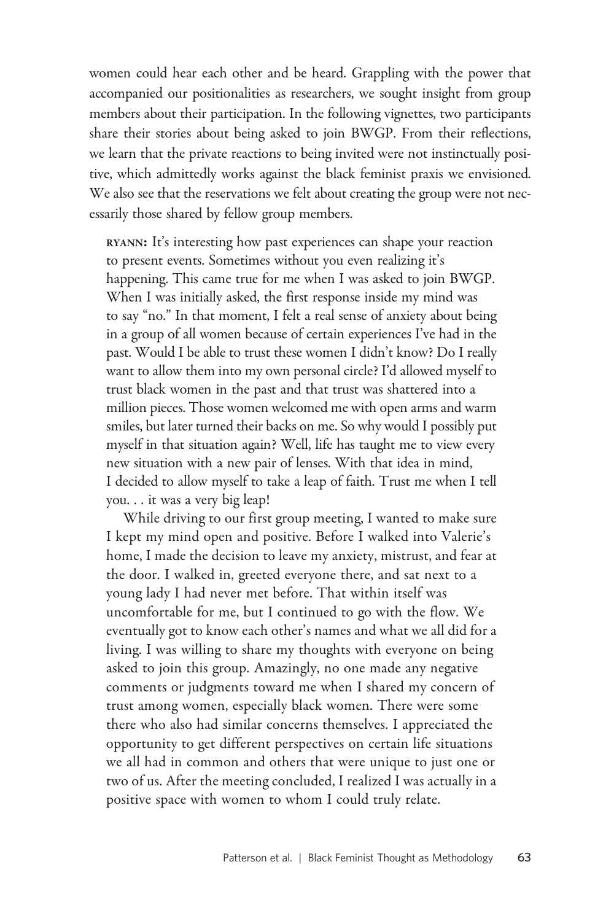women could hear each other and be heard. Grappling with the power that accompanied our positionalities as researchers, we sought insight from group members about their participation. In the following vignettes, two participants share their stories about being asked to join BWGP. From their reflections, we learn that the private reactions to being invited were not instinctually positive, which admittedly works against the black feminist praxis we envisioned. We also see that the reservations we felt about creating the group were not necessarily those shared by fellow group members.

> RYANN: It's interesting how past experiences can shape your reaction to present events. Sometimes without you even realizing it's happening. This came true for me when I was asked to join BWGP. When I was initially asked, the first response inside my mind was to say "no." In that moment, I felt a real sense of anxiety about being in a group of all women because of certain experiences I've had in the past. Would I be able to trust these women I didn't know? Do I really want to allow them into my own personal circle? I'd allowed myself to trust black women in the past and that trust was shattered into a million pieces. Those women welcomed me with open arms and warm smiles, but later turned their backs on me. So why would I possibly put myself in that situation again? Well, life has taught me to view every new situation with a new pair of lenses. With that idea in mind, I decided to allow myself to take a leap of faith. Trust me when I tell you. . . it was a very big leap!
>
> While driving to our first group meeting, I wanted to make sure I kept my mind open and positive. Before I walked into Valerie's home, I made the decision to leave my anxiety, mistrust, and fear at the door. I walked in, greeted everyone there, and sat next to a young lady I had never met before. That within itself was uncomfortable for me, but I continued to go with the flow. We eventually got to know each other's names and what we all did for a living. I was willing to share my thoughts with everyone on being asked to join this group. Amazingly, no one made any negative comments or judgments toward me when I shared my concern of trust among women, especially black women. There were some there who also had similar concerns themselves. I appreciated the opportunity to get different perspectives on certain life situations we all had in common and others that were unique to just one or two of us. After the meeting concluded, I realized I was actually in a positive space with women to whom I could truly relate.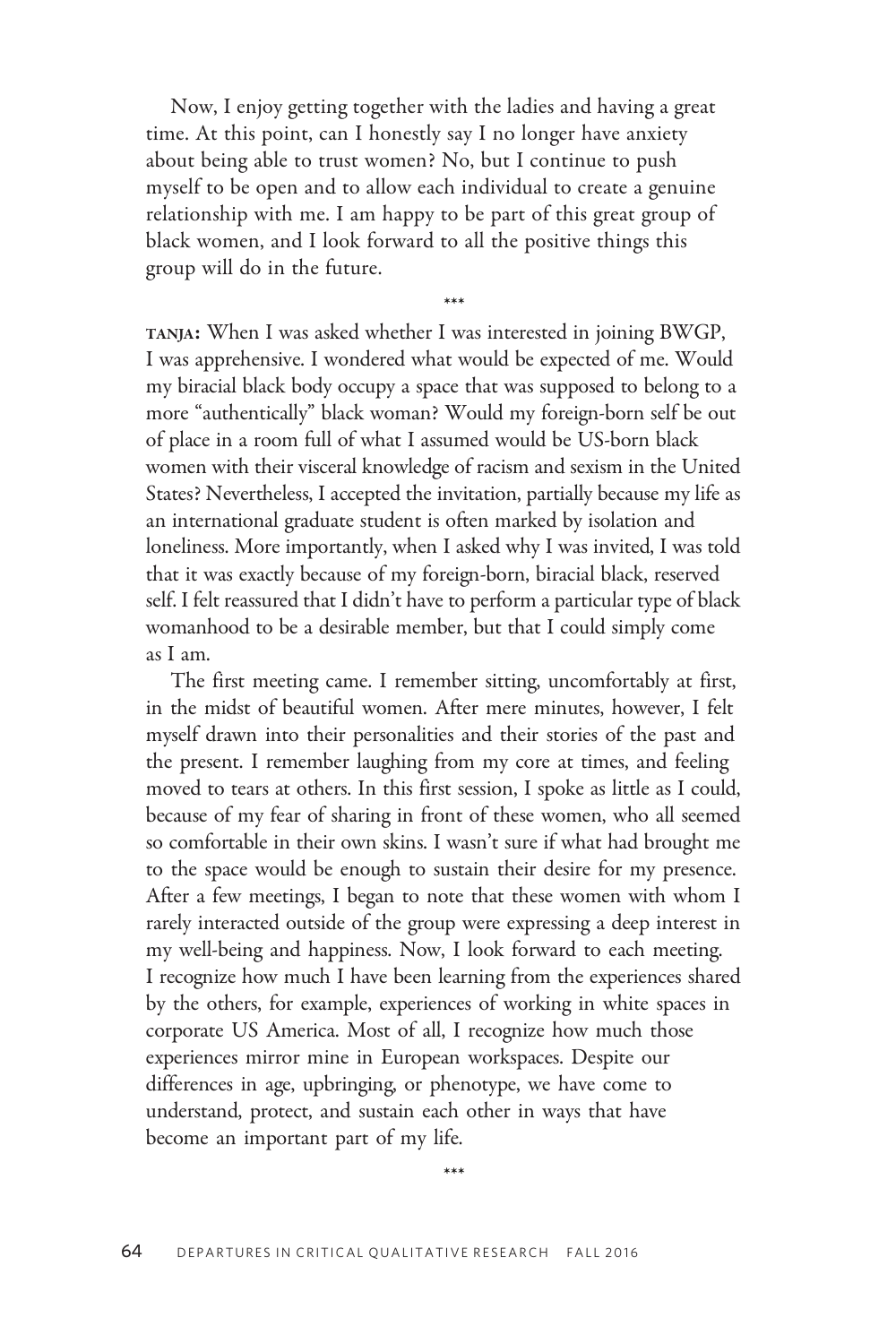Now, I enjoy getting together with the ladies and having a great time. At this point, can I honestly say I no longer have anxiety about being able to trust women? No, but I continue to push myself to be open and to allow each individual to create a genuine relationship with me. I am happy to be part of this great group of black women, and I look forward to all the positive things this group will do in the future.

\*\*\*

**TANJA:** When I was asked whether I was interested in joining BWGP, I was apprehensive. I wondered what would be expected of me. Would my biracial black body occupy a space that was supposed to belong to a more "authentically" black woman? Would my foreign-born self be out of place in a room full of what I assumed would be US-born black women with their visceral knowledge of racism and sexism in the United States? Nevertheless, I accepted the invitation, partially because my life as an international graduate student is often marked by isolation and loneliness. More importantly, when I asked why I was invited, I was told that it was exactly because of my foreign-born, biracial black, reserved self. I felt reassured that I didn't have to perform a particular type of black womanhood to be a desirable member, but that I could simply come as I am.

The first meeting came. I remember sitting, uncomfortably at first, in the midst of beautiful women. After mere minutes, however, I felt myself drawn into their personalities and their stories of the past and the present. I remember laughing from my core at times, and feeling moved to tears at others. In this first session, I spoke as little as I could, because of my fear of sharing in front of these women, who all seemed so comfortable in their own skins. I wasn't sure if what had brought me to the space would be enough to sustain their desire for my presence. After a few meetings, I began to note that these women with whom I rarely interacted outside of the group were expressing a deep interest in my well-being and happiness. Now, I look forward to each meeting. I recognize how much I have been learning from the experiences shared by the others, for example, experiences of working in white spaces in corporate US America. Most of all, I recognize how much those experiences mirror mine in European workspaces. Despite our differences in age, upbringing, or phenotype, we have come to understand, protect, and sustain each other in ways that have become an important part of my life.

\*\*\*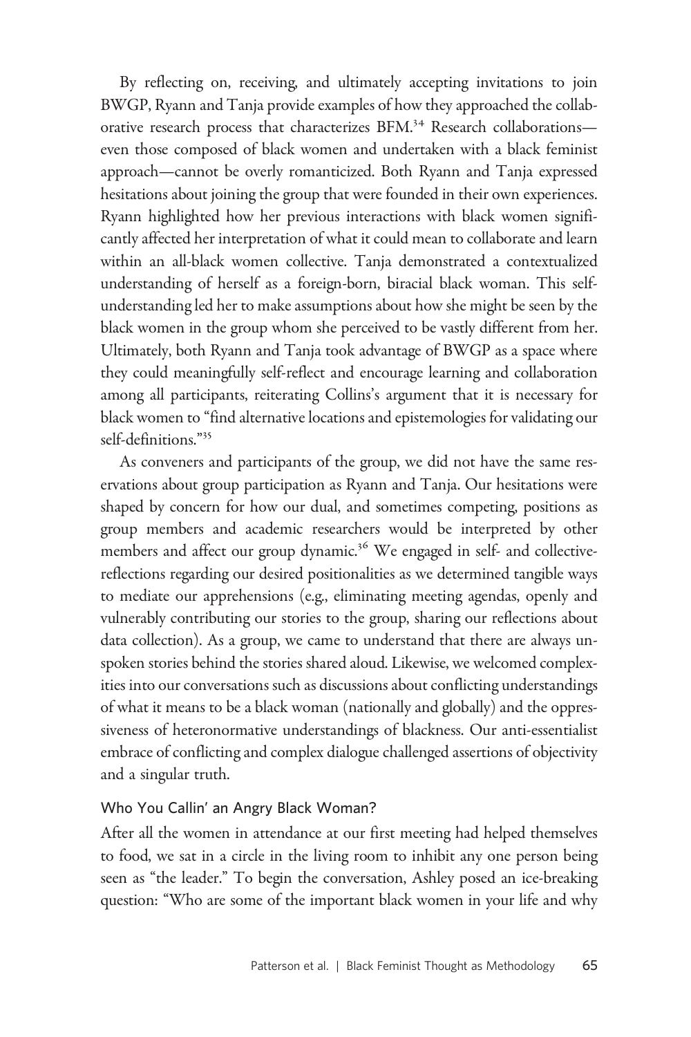By reflecting on, receiving, and ultimately accepting invitations to join BWGP, Ryann and Tanja provide examples of how they approached the collaborative research process that characterizes BFM.[34] Research collaborations—even those composed of black women and undertaken with a black feminist approach—cannot be overly romanticized. Both Ryann and Tanja expressed hesitations about joining the group that were founded in their own experiences. Ryann highlighted how her previous interactions with black women significantly affected her interpretation of what it could mean to collaborate and learn within an all-black women collective. Tanja demonstrated a contextualized understanding of herself as a foreign-born, biracial black woman. This self-understanding led her to make assumptions about how she might be seen by the black women in the group whom she perceived to be vastly different from her. Ultimately, both Ryann and Tanja took advantage of BWGP as a space where they could meaningfully self-reflect and encourage learning and collaboration among all participants, reiterating Collins's argument that it is necessary for black women to "find alternative locations and epistemologies for validating our self-definitions."[35]

As conveners and participants of the group, we did not have the same reservations about group participation as Ryann and Tanja. Our hesitations were shaped by concern for how our dual, and sometimes competing, positions as group members and academic researchers would be interpreted by other members and affect our group dynamic.[36] We engaged in self- and collective-reflections regarding our desired positionalities as we determined tangible ways to mediate our apprehensions (e.g., eliminating meeting agendas, openly and vulnerably contributing our stories to the group, sharing our reflections about data collection). As a group, we came to understand that there are always unspoken stories behind the stories shared aloud. Likewise, we welcomed complexities into our conversations such as discussions about conflicting understandings of what it means to be a black woman (nationally and globally) and the oppressiveness of heteronormative understandings of blackness. Our anti-essentialist embrace of conflicting and complex dialogue challenged assertions of objectivity and a singular truth.

## Who You Callin' an Angry Black Woman?

After all the women in attendance at our first meeting had helped themselves to food, we sat in a circle in the living room to inhibit any one person being seen as "the leader." To begin the conversation, Ashley posed an ice-breaking question: "Who are some of the important black women in your life and why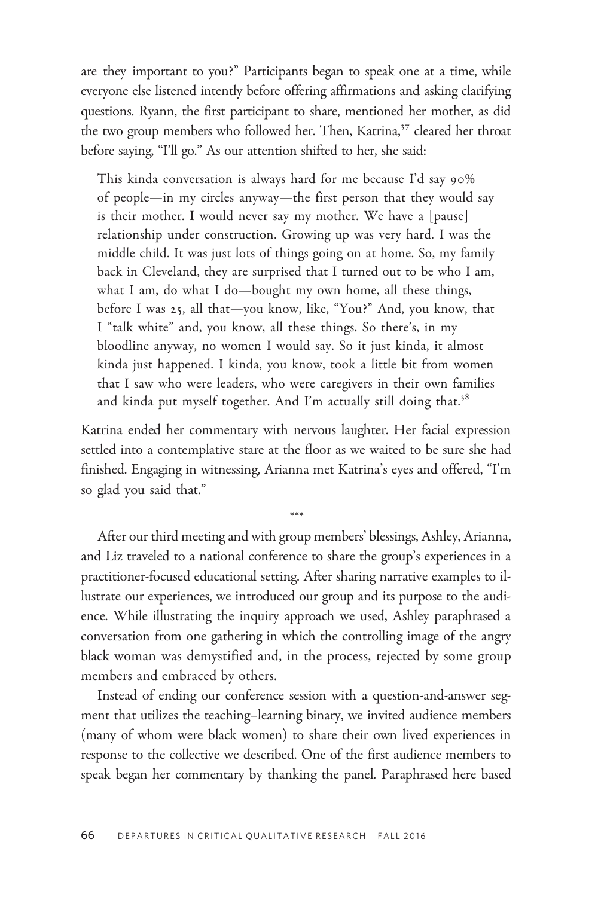are they important to you?" Participants began to speak one at a time, while everyone else listened intently before offering affirmations and asking clarifying questions. Ryann, the first participant to share, mentioned her mother, as did the two group members who followed her. Then, Katrina,[37] cleared her throat before saying, "I'll go." As our attention shifted to her, she said:

> This kinda conversation is always hard for me because I'd say 90% of people—in my circles anyway—the first person that they would say is their mother. I would never say my mother. We have a [pause] relationship under construction. Growing up was very hard. I was the middle child. It was just lots of things going on at home. So, my family back in Cleveland, they are surprised that I turned out to be who I am, what I am, do what I do—bought my own home, all these things, before I was 25, all that—you know, like, "You?" And, you know, that I "talk white" and, you know, all these things. So there's, in my bloodline anyway, no women I would say. So it just kinda, it almost kinda just happened. I kinda, you know, took a little bit from women that I saw who were leaders, who were caregivers in their own families and kinda put myself together. And I'm actually still doing that.[38]

Katrina ended her commentary with nervous laughter. Her facial expression settled into a contemplative stare at the floor as we waited to be sure she had finished. Engaging in witnessing, Arianna met Katrina's eyes and offered, "I'm so glad you said that."

***

After our third meeting and with group members' blessings, Ashley, Arianna, and Liz traveled to a national conference to share the group's experiences in a practitioner-focused educational setting. After sharing narrative examples to illustrate our experiences, we introduced our group and its purpose to the audience. While illustrating the inquiry approach we used, Ashley paraphrased a conversation from one gathering in which the controlling image of the angry black woman was demystified and, in the process, rejected by some group members and embraced by others.

Instead of ending our conference session with a question-and-answer segment that utilizes the teaching–learning binary, we invited audience members (many of whom were black women) to share their own lived experiences in response to the collective we described. One of the first audience members to speak began her commentary by thanking the panel. Paraphrased here based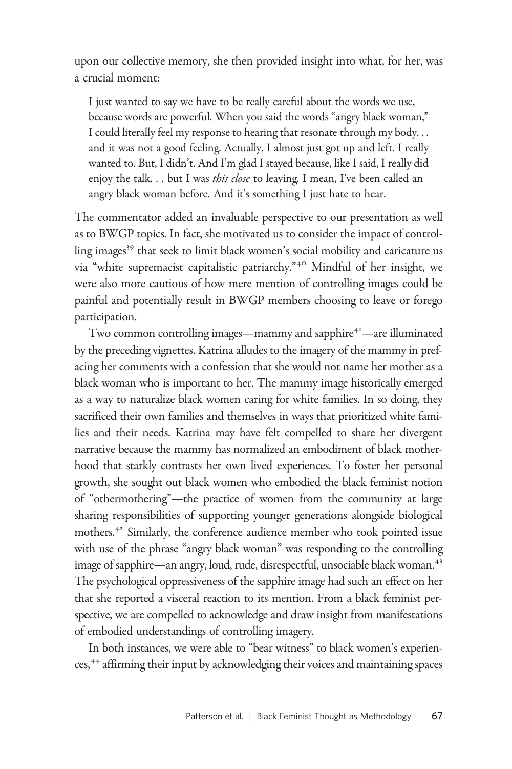upon our collective memory, she then provided insight into what, for her, was a crucial moment:

> I just wanted to say we have to be really careful about the words we use, because words are powerful. When you said the words "angry black woman," I could literally feel my response to hearing that resonate through my body. . . and it was not a good feeling. Actually, I almost just got up and left. I really wanted to. But, I didn't. And I'm glad I stayed because, like I said, I really did enjoy the talk. . . but I was *this close* to leaving. I mean, I've been called an angry black woman before. And it's something I just hate to hear.

The commentator added an invaluable perspective to our presentation as well as to BWGP topics. In fact, she motivated us to consider the impact of controlling images[39] that seek to limit black women's social mobility and caricature us via "white supremacist capitalistic patriarchy."[40] Mindful of her insight, we were also more cautious of how mere mention of controlling images could be painful and potentially result in BWGP members choosing to leave or forego participation.

Two common controlling images—mammy and sapphire[41]—are illuminated by the preceding vignettes. Katrina alludes to the imagery of the mammy in prefacing her comments with a confession that she would not name her mother as a black woman who is important to her. The mammy image historically emerged as a way to naturalize black women caring for white families. In so doing, they sacrificed their own families and themselves in ways that prioritized white families and their needs. Katrina may have felt compelled to share her divergent narrative because the mammy has normalized an embodiment of black motherhood that starkly contrasts her own lived experiences. To foster her personal growth, she sought out black women who embodied the black feminist notion of "othermothering"—the practice of women from the community at large sharing responsibilities of supporting younger generations alongside biological mothers.[42] Similarly, the conference audience member who took pointed issue with use of the phrase "angry black woman" was responding to the controlling image of sapphire—an angry, loud, rude, disrespectful, unsociable black woman.[43] The psychological oppressiveness of the sapphire image had such an effect on her that she reported a visceral reaction to its mention. From a black feminist perspective, we are compelled to acknowledge and draw insight from manifestations of embodied understandings of controlling imagery.

In both instances, we were able to "bear witness" to black women's experiences,[44] affirming their input by acknowledging their voices and maintaining spaces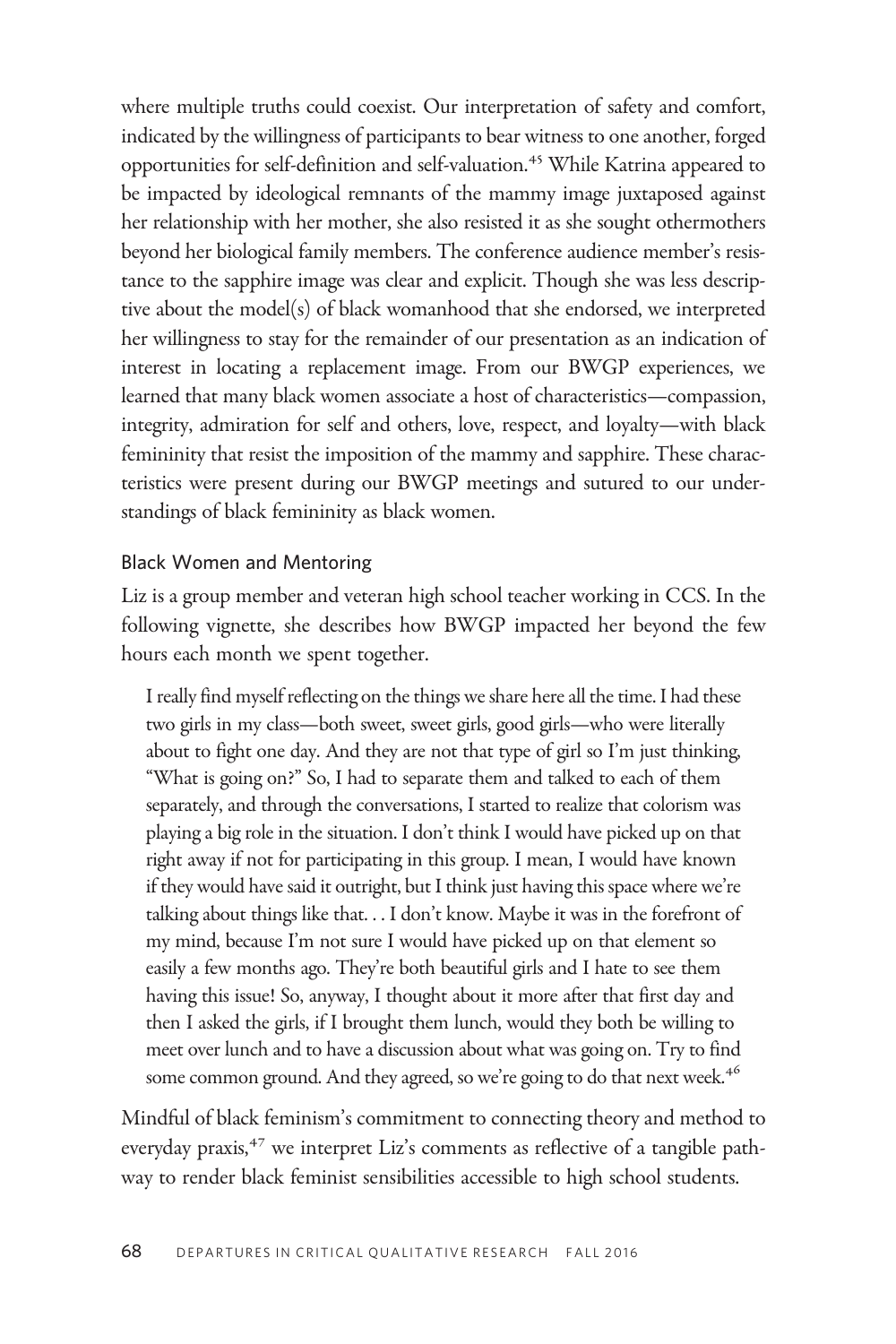where multiple truths could coexist. Our interpretation of safety and comfort, indicated by the willingness of participants to bear witness to one another, forged opportunities for self-definition and self-valuation.[45] While Katrina appeared to be impacted by ideological remnants of the mammy image juxtaposed against her relationship with her mother, she also resisted it as she sought othermothers beyond her biological family members. The conference audience member's resistance to the sapphire image was clear and explicit. Though she was less descriptive about the model(s) of black womanhood that she endorsed, we interpreted her willingness to stay for the remainder of our presentation as an indication of interest in locating a replacement image. From our BWGP experiences, we learned that many black women associate a host of characteristics—compassion, integrity, admiration for self and others, love, respect, and loyalty—with black femininity that resist the imposition of the mammy and sapphire. These characteristics were present during our BWGP meetings and sutured to our understandings of black femininity as black women.

## Black Women and Mentoring

Liz is a group member and veteran high school teacher working in CCS. In the following vignette, she describes how BWGP impacted her beyond the few hours each month we spent together.

> I really find myself reflecting on the things we share here all the time. I had these two girls in my class—both sweet, sweet girls, good girls—who were literally about to fight one day. And they are not that type of girl so I'm just thinking, "What is going on?" So, I had to separate them and talked to each of them separately, and through the conversations, I started to realize that colorism was playing a big role in the situation. I don't think I would have picked up on that right away if not for participating in this group. I mean, I would have known if they would have said it outright, but I think just having this space where we're talking about things like that. . . I don't know. Maybe it was in the forefront of my mind, because I'm not sure I would have picked up on that element so easily a few months ago. They're both beautiful girls and I hate to see them having this issue! So, anyway, I thought about it more after that first day and then I asked the girls, if I brought them lunch, would they both be willing to meet over lunch and to have a discussion about what was going on. Try to find some common ground. And they agreed, so we're going to do that next week.[46]

Mindful of black feminism's commitment to connecting theory and method to everyday praxis,[47] we interpret Liz's comments as reflective of a tangible pathway to render black feminist sensibilities accessible to high school students.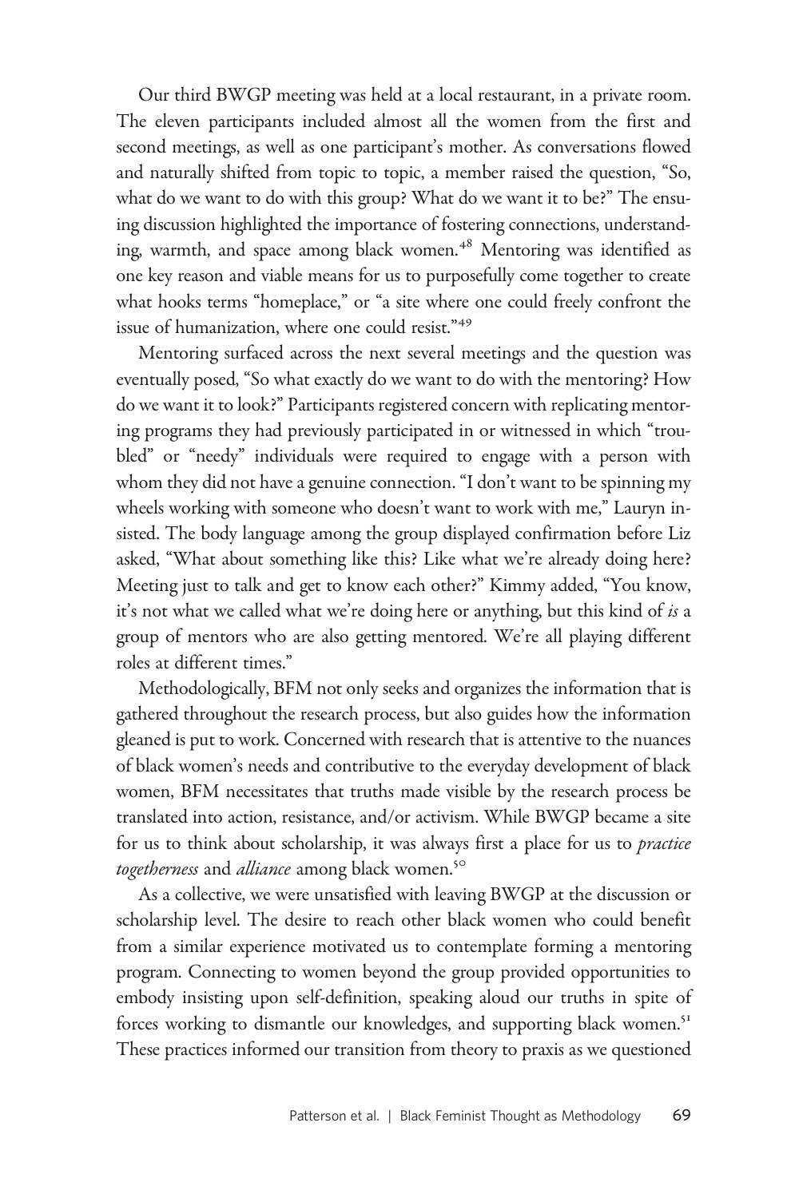Our third BWGP meeting was held at a local restaurant, in a private room. The eleven participants included almost all the women from the first and second meetings, as well as one participant's mother. As conversations flowed and naturally shifted from topic to topic, a member raised the question, "So, what do we want to do with this group? What do we want it to be?" The ensuing discussion highlighted the importance of fostering connections, understanding, warmth, and space among black women.[48] Mentoring was identified as one key reason and viable means for us to purposefully come together to create what hooks terms "homeplace," or "a site where one could freely confront the issue of humanization, where one could resist."[49]

Mentoring surfaced across the next several meetings and the question was eventually posed, "So what exactly do we want to do with the mentoring? How do we want it to look?" Participants registered concern with replicating mentoring programs they had previously participated in or witnessed in which "troubled" or "needy" individuals were required to engage with a person with whom they did not have a genuine connection. "I don't want to be spinning my wheels working with someone who doesn't want to work with me," Lauryn insisted. The body language among the group displayed confirmation before Liz asked, "What about something like this? Like what we're already doing here? Meeting just to talk and get to know each other?" Kimmy added, "You know, it's not what we called what we're doing here or anything, but this kind of *is* a group of mentors who are also getting mentored. We're all playing different roles at different times."

Methodologically, BFM not only seeks and organizes the information that is gathered throughout the research process, but also guides how the information gleaned is put to work. Concerned with research that is attentive to the nuances of black women's needs and contributive to the everyday development of black women, BFM necessitates that truths made visible by the research process be translated into action, resistance, and/or activism. While BWGP became a site for us to think about scholarship, it was always first a place for us to *practice togetherness* and *alliance* among black women.[50]

As a collective, we were unsatisfied with leaving BWGP at the discussion or scholarship level. The desire to reach other black women who could benefit from a similar experience motivated us to contemplate forming a mentoring program. Connecting to women beyond the group provided opportunities to embody insisting upon self-definition, speaking aloud our truths in spite of forces working to dismantle our knowledges, and supporting black women.[51] These practices informed our transition from theory to praxis as we questioned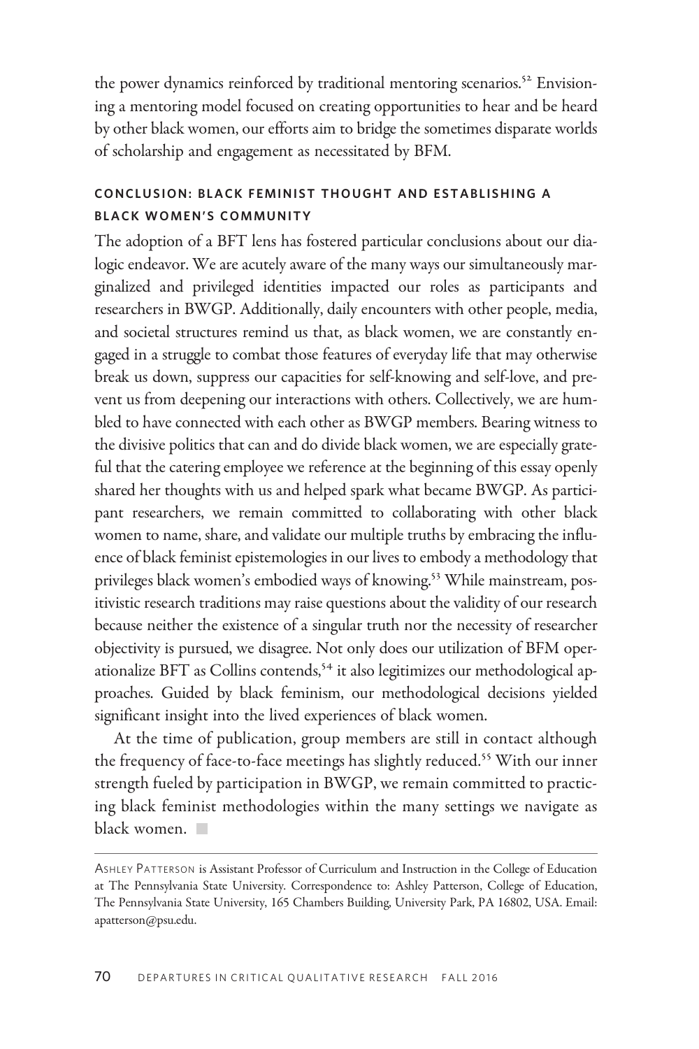the power dynamics reinforced by traditional mentoring scenarios.[52] Envisioning a mentoring model focused on creating opportunities to hear and be heard by other black women, our efforts aim to bridge the sometimes disparate worlds of scholarship and engagement as necessitated by BFM.

## CONCLUSION: BLACK FEMINIST THOUGHT AND ESTABLISHING A BLACK WOMEN'S COMMUNITY

The adoption of a BFT lens has fostered particular conclusions about our dialogic endeavor. We are acutely aware of the many ways our simultaneously marginalized and privileged identities impacted our roles as participants and researchers in BWGP. Additionally, daily encounters with other people, media, and societal structures remind us that, as black women, we are constantly engaged in a struggle to combat those features of everyday life that may otherwise break us down, suppress our capacities for self-knowing and self-love, and prevent us from deepening our interactions with others. Collectively, we are humbled to have connected with each other as BWGP members. Bearing witness to the divisive politics that can and do divide black women, we are especially grateful that the catering employee we reference at the beginning of this essay openly shared her thoughts with us and helped spark what became BWGP. As participant researchers, we remain committed to collaborating with other black women to name, share, and validate our multiple truths by embracing the influence of black feminist epistemologies in our lives to embody a methodology that privileges black women's embodied ways of knowing.[53] While mainstream, positivistic research traditions may raise questions about the validity of our research because neither the existence of a singular truth nor the necessity of researcher objectivity is pursued, we disagree. Not only does our utilization of BFM operationalize BFT as Collins contends,[54] it also legitimizes our methodological approaches. Guided by black feminism, our methodological decisions yielded significant insight into the lived experiences of black women.

At the time of publication, group members are still in contact although the frequency of face-to-face meetings has slightly reduced.[55] With our inner strength fueled by participation in BWGP, we remain committed to practicing black feminist methodologies within the many settings we navigate as black women.

---

Ashley Patterson is Assistant Professor of Curriculum and Instruction in the College of Education at The Pennsylvania State University. Correspondence to: Ashley Patterson, College of Education, The Pennsylvania State University, 165 Chambers Building, University Park, PA 16802, USA. Email: apatterson@psu.edu.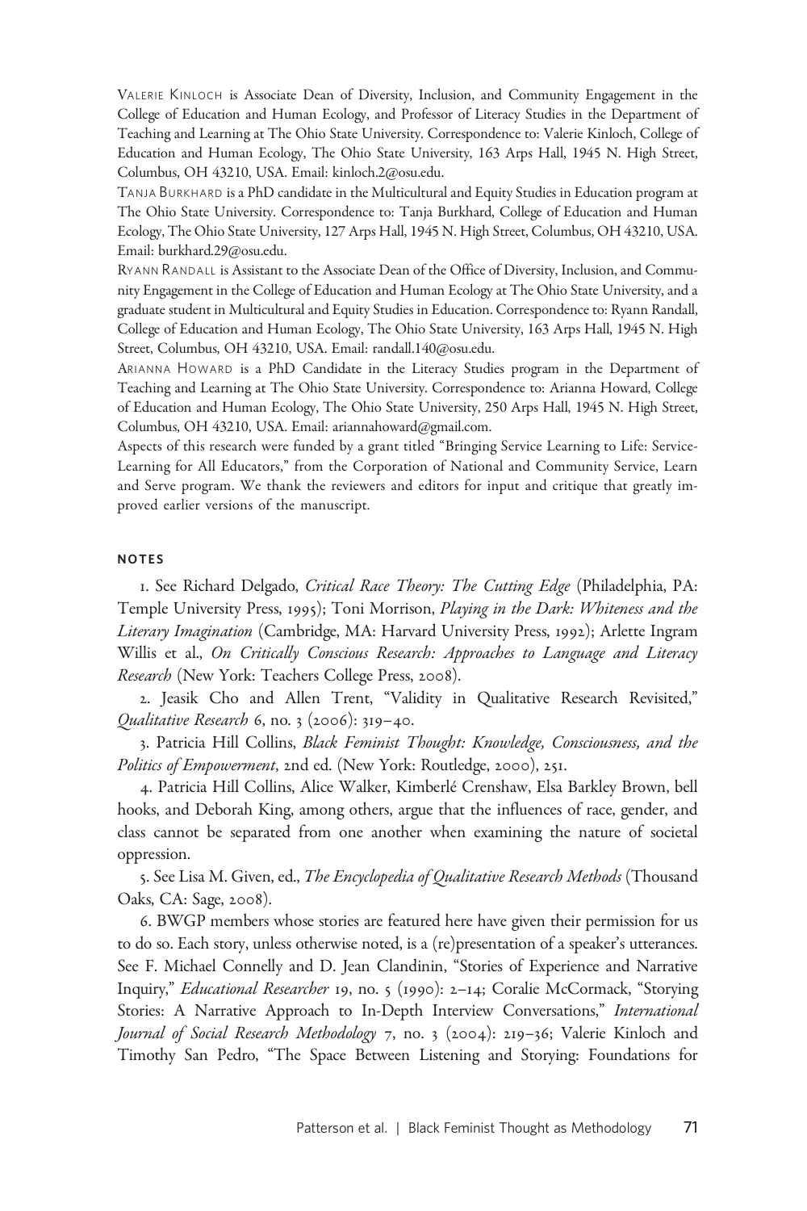VALERIE KINLOCH is Associate Dean of Diversity, Inclusion, and Community Engagement in the College of Education and Human Ecology, and Professor of Literacy Studies in the Department of Teaching and Learning at The Ohio State University. Correspondence to: Valerie Kinloch, College of Education and Human Ecology, The Ohio State University, 163 Arps Hall, 1945 N. High Street, Columbus, OH 43210, USA. Email: kinloch.2@osu.edu.

TANJA BURKHARD is a PhD candidate in the Multicultural and Equity Studies in Education program at The Ohio State University. Correspondence to: Tanja Burkhard, College of Education and Human Ecology, The Ohio State University, 127 Arps Hall, 1945 N. High Street, Columbus, OH 43210, USA. Email: burkhard.29@osu.edu.

RYANN RANDALL is Assistant to the Associate Dean of the Office of Diversity, Inclusion, and Community Engagement in the College of Education and Human Ecology at The Ohio State University, and a graduate student in Multicultural and Equity Studies in Education. Correspondence to: Ryann Randall, College of Education and Human Ecology, The Ohio State University, 163 Arps Hall, 1945 N. High Street, Columbus, OH 43210, USA. Email: randall.140@osu.edu.

ARIANNA HOWARD is a PhD Candidate in the Literacy Studies program in the Department of Teaching and Learning at The Ohio State University. Correspondence to: Arianna Howard, College of Education and Human Ecology, The Ohio State University, 250 Arps Hall, 1945 N. High Street, Columbus, OH 43210, USA. Email: ariannahoward@gmail.com.

Aspects of this research were funded by a grant titled "Bringing Service Learning to Life: Service-Learning for All Educators," from the Corporation of National and Community Service, Learn and Serve program. We thank the reviewers and editors for input and critique that greatly improved earlier versions of the manuscript.

## NOTES

1. See Richard Delgado, *Critical Race Theory: The Cutting Edge* (Philadelphia, PA: Temple University Press, 1995); Toni Morrison, *Playing in the Dark: Whiteness and the Literary Imagination* (Cambridge, MA: Harvard University Press, 1992); Arlette Ingram Willis et al., *On Critically Conscious Research: Approaches to Language and Literacy Research* (New York: Teachers College Press, 2008).

2. Jeasik Cho and Allen Trent, "Validity in Qualitative Research Revisited," *Qualitative Research* 6, no. 3 (2006): 319–40.

3. Patricia Hill Collins, *Black Feminist Thought: Knowledge, Consciousness, and the Politics of Empowerment*, 2nd ed. (New York: Routledge, 2000), 251.

4. Patricia Hill Collins, Alice Walker, Kimberlé Crenshaw, Elsa Barkley Brown, bell hooks, and Deborah King, among others, argue that the influences of race, gender, and class cannot be separated from one another when examining the nature of societal oppression.

5. See Lisa M. Given, ed., *The Encyclopedia of Qualitative Research Methods* (Thousand Oaks, CA: Sage, 2008).

6. BWGP members whose stories are featured here have given their permission for us to do so. Each story, unless otherwise noted, is a (re)presentation of a speaker's utterances. See F. Michael Connelly and D. Jean Clandinin, "Stories of Experience and Narrative Inquiry," *Educational Researcher* 19, no. 5 (1990): 2–14; Coralie McCormack, "Storying Stories: A Narrative Approach to In-Depth Interview Conversations," *International Journal of Social Research Methodology* 7, no. 3 (2004): 219–36; Valerie Kinloch and Timothy San Pedro, "The Space Between Listening and Storying: Foundations for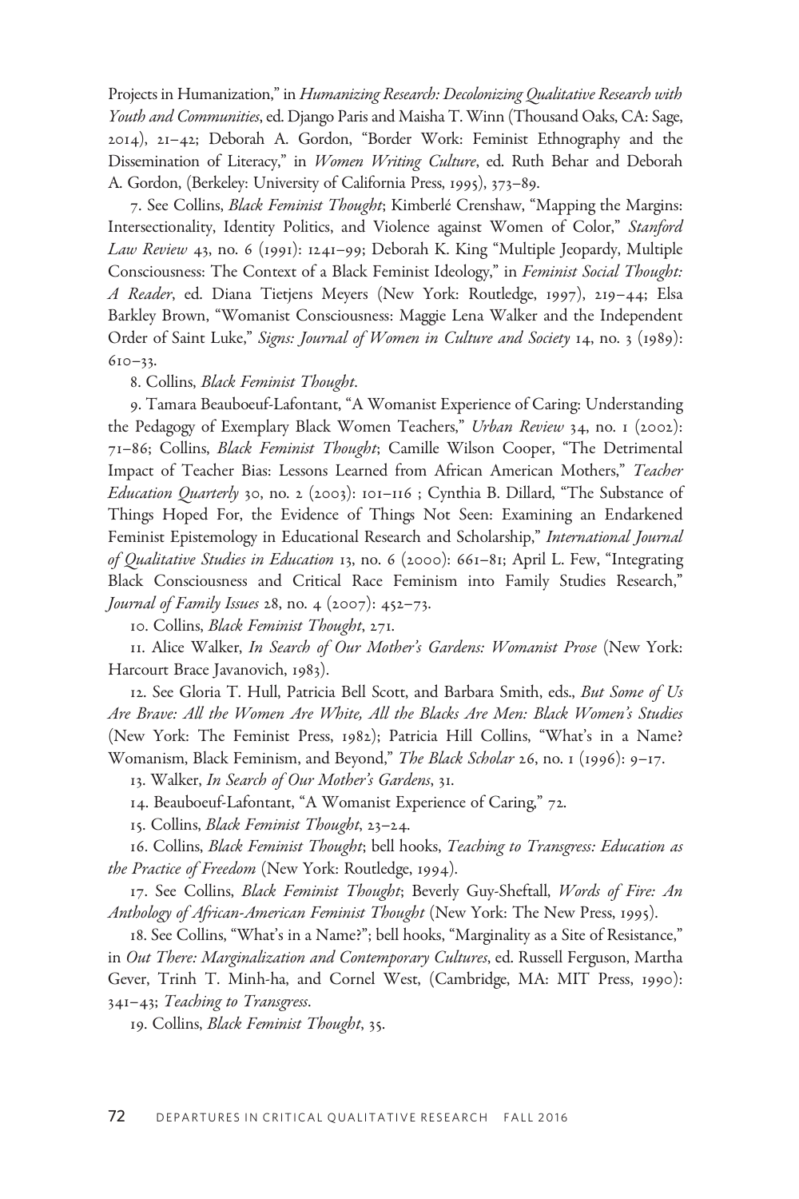Projects in Humanization," in *Humanizing Research: Decolonizing Qualitative Research with Youth and Communities*, ed. Django Paris and Maisha T. Winn (Thousand Oaks, CA: Sage, 2014), 21–42; Deborah A. Gordon, "Border Work: Feminist Ethnography and the Dissemination of Literacy," in *Women Writing Culture*, ed. Ruth Behar and Deborah A. Gordon, (Berkeley: University of California Press, 1995), 373–89.

7. See Collins, *Black Feminist Thought*; Kimberlé Crenshaw, "Mapping the Margins: Intersectionality, Identity Politics, and Violence against Women of Color," *Stanford Law Review* 43, no. 6 (1991): 1241–99; Deborah K. King "Multiple Jeopardy, Multiple Consciousness: The Context of a Black Feminist Ideology," in *Feminist Social Thought: A Reader*, ed. Diana Tietjens Meyers (New York: Routledge, 1997), 219–44; Elsa Barkley Brown, "Womanist Consciousness: Maggie Lena Walker and the Independent Order of Saint Luke," *Signs: Journal of Women in Culture and Society* 14, no. 3 (1989): 610–33.

8. Collins, *Black Feminist Thought*.

9. Tamara Beauboeuf-Lafontant, "A Womanist Experience of Caring: Understanding the Pedagogy of Exemplary Black Women Teachers," *Urban Review* 34, no. 1 (2002): 71–86; Collins, *Black Feminist Thought*; Camille Wilson Cooper, "The Detrimental Impact of Teacher Bias: Lessons Learned from African American Mothers," *Teacher Education Quarterly* 30, no. 2 (2003): 101–116 ; Cynthia B. Dillard, "The Substance of Things Hoped For, the Evidence of Things Not Seen: Examining an Endarkened Feminist Epistemology in Educational Research and Scholarship," *International Journal of Qualitative Studies in Education* 13, no. 6 (2000): 661–81; April L. Few, "Integrating Black Consciousness and Critical Race Feminism into Family Studies Research," *Journal of Family Issues* 28, no. 4 (2007): 452–73.

10. Collins, *Black Feminist Thought*, 271.

11. Alice Walker, *In Search of Our Mother's Gardens: Womanist Prose* (New York: Harcourt Brace Javanovich, 1983).

12. See Gloria T. Hull, Patricia Bell Scott, and Barbara Smith, eds., *But Some of Us Are Brave: All the Women Are White, All the Blacks Are Men: Black Women's Studies* (New York: The Feminist Press, 1982); Patricia Hill Collins, "What's in a Name? Womanism, Black Feminism, and Beyond," *The Black Scholar* 26, no. 1 (1996): 9–17.

13. Walker, *In Search of Our Mother's Gardens*, 31.

14. Beauboeuf-Lafontant, "A Womanist Experience of Caring," 72.

15. Collins, *Black Feminist Thought*, 23–24.

16. Collins, *Black Feminist Thought*; bell hooks, *Teaching to Transgress: Education as the Practice of Freedom* (New York: Routledge, 1994).

17. See Collins, *Black Feminist Thought*; Beverly Guy-Sheftall, *Words of Fire: An Anthology of African-American Feminist Thought* (New York: The New Press, 1995).

18. See Collins, "What's in a Name?"; bell hooks, "Marginality as a Site of Resistance," in *Out There: Marginalization and Contemporary Cultures*, ed. Russell Ferguson, Martha Gever, Trinh T. Minh-ha, and Cornel West, (Cambridge, MA: MIT Press, 1990): 341–43; *Teaching to Transgress*.

19. Collins, *Black Feminist Thought*, 35.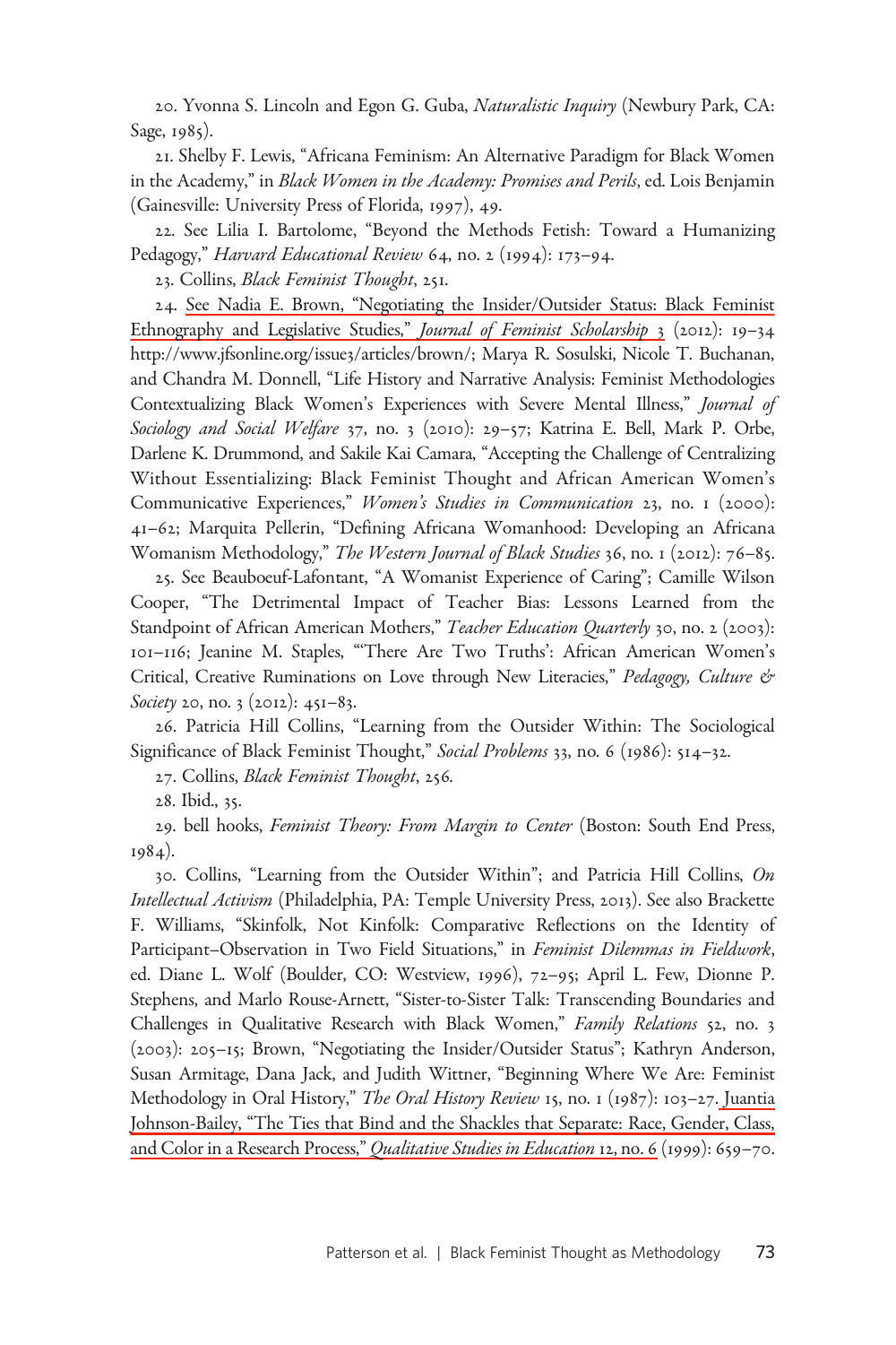20. Yvonna S. Lincoln and Egon G. Guba, *Naturalistic Inquiry* (Newbury Park, CA: Sage, 1985).

21. Shelby F. Lewis, "Africana Feminism: An Alternative Paradigm for Black Women in the Academy," in *Black Women in the Academy: Promises and Perils*, ed. Lois Benjamin (Gainesville: University Press of Florida, 1997), 49.

22. See Lilia I. Bartolome, "Beyond the Methods Fetish: Toward a Humanizing Pedagogy," *Harvard Educational Review* 64, no. 2 (1994): 173–94.

23. Collins, *Black Feminist Thought*, 251.

24. See Nadia E. Brown, "Negotiating the Insider/Outsider Status: Black Feminist Ethnography and Legislative Studies," *Journal of Feminist Scholarship* 3 (2012): 19–34 http://www.jfsonline.org/issue3/articles/brown/; Marya R. Sosulski, Nicole T. Buchanan, and Chandra M. Donnell, "Life History and Narrative Analysis: Feminist Methodologies Contextualizing Black Women's Experiences with Severe Mental Illness," *Journal of Sociology and Social Welfare* 37, no. 3 (2010): 29–57; Katrina E. Bell, Mark P. Orbe, Darlene K. Drummond, and Sakile Kai Camara, "Accepting the Challenge of Centralizing Without Essentializing: Black Feminist Thought and African American Women's Communicative Experiences," *Women's Studies in Communication* 23, no. 1 (2000): 41–62; Marquita Pellerin, "Defining Africana Womanhood: Developing an Africana Womanism Methodology," *The Western Journal of Black Studies* 36, no. 1 (2012): 76–85.

25. See Beauboeuf-Lafontant, "A Womanist Experience of Caring"; Camille Wilson Cooper, "The Detrimental Impact of Teacher Bias: Lessons Learned from the Standpoint of African American Mothers," *Teacher Education Quarterly* 30, no. 2 (2003): 101–116; Jeanine M. Staples, "'There Are Two Truths': African American Women's Critical, Creative Ruminations on Love through New Literacies," *Pedagogy, Culture & Society* 20, no. 3 (2012): 451–83.

26. Patricia Hill Collins, "Learning from the Outsider Within: The Sociological Significance of Black Feminist Thought," *Social Problems* 33, no. 6 (1986): 514–32.

27. Collins, *Black Feminist Thought*, 256.

28. Ibid., 35.

29. bell hooks, *Feminist Theory: From Margin to Center* (Boston: South End Press, 1984).

30. Collins, "Learning from the Outsider Within"; and Patricia Hill Collins, *On Intellectual Activism* (Philadelphia, PA: Temple University Press, 2013). See also Brackette F. Williams, "Skinfolk, Not Kinfolk: Comparative Reflections on the Identity of Participant–Observation in Two Field Situations," in *Feminist Dilemmas in Fieldwork*, ed. Diane L. Wolf (Boulder, CO: Westview, 1996), 72–95; April L. Few, Dionne P. Stephens, and Marlo Rouse-Arnett, "Sister-to-Sister Talk: Transcending Boundaries and Challenges in Qualitative Research with Black Women," *Family Relations* 52, no. 3 (2003): 205–15; Brown, "Negotiating the Insider/Outsider Status"; Kathryn Anderson, Susan Armitage, Dana Jack, and Judith Wittner, "Beginning Where We Are: Feminist Methodology in Oral History," *The Oral History Review* 15, no. 1 (1987): 103–27. Juantia Johnson-Bailey, "The Ties that Bind and the Shackles that Separate: Race, Gender, Class, and Color in a Research Process," *Qualitative Studies in Education* 12, no. 6 (1999): 659–70.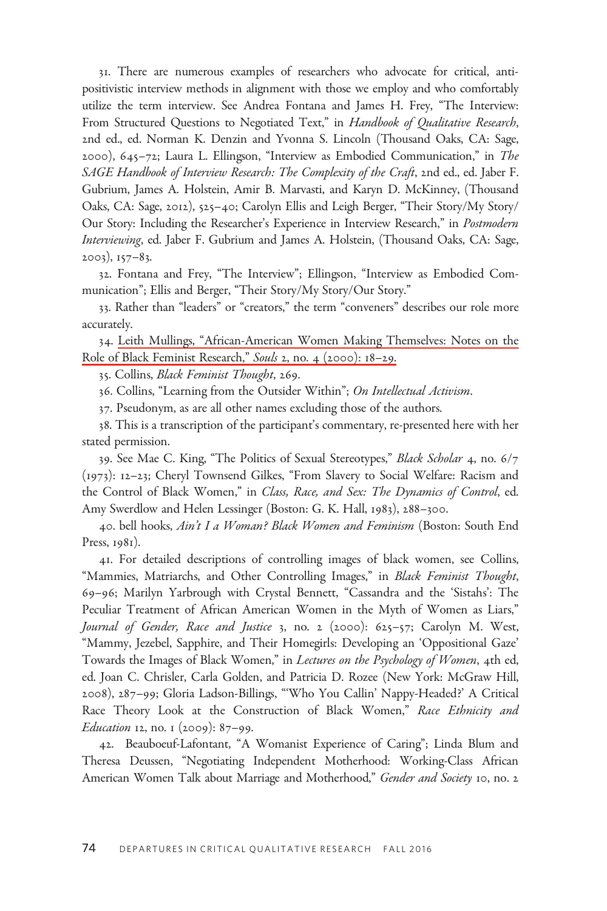31. There are numerous examples of researchers who advocate for critical, anti-positivistic interview methods in alignment with those we employ and who comfortably utilize the term interview. See Andrea Fontana and James H. Frey, "The Interview: From Structured Questions to Negotiated Text," in *Handbook of Qualitative Research*, 2nd ed., ed. Norman K. Denzin and Yvonna S. Lincoln (Thousand Oaks, CA: Sage, 2000), 645–72; Laura L. Ellingson, "Interview as Embodied Communication," in *The SAGE Handbook of Interview Research: The Complexity of the Craft*, 2nd ed., ed. Jaber F. Gubrium, James A. Holstein, Amir B. Marvasti, and Karyn D. McKinney, (Thousand Oaks, CA: Sage, 2012), 525–40; Carolyn Ellis and Leigh Berger, "Their Story/My Story/Our Story: Including the Researcher's Experience in Interview Research," in *Postmodern Interviewing*, ed. Jaber F. Gubrium and James A. Holstein, (Thousand Oaks, CA: Sage, 2003), 157–83.

32. Fontana and Frey, "The Interview"; Ellingson, "Interview as Embodied Communication"; Ellis and Berger, "Their Story/My Story/Our Story."

33. Rather than "leaders" or "creators," the term "conveners" describes our role more accurately.

34. Leith Mullings, "African-American Women Making Themselves: Notes on the Role of Black Feminist Research," *Souls* 2, no. 4 (2000): 18–29.

35. Collins, *Black Feminist Thought*, 269.

36. Collins, "Learning from the Outsider Within"; *On Intellectual Activism*.

37. Pseudonym, as are all other names excluding those of the authors.

38. This is a transcription of the participant's commentary, re-presented here with her stated permission.

39. See Mae C. King, "The Politics of Sexual Stereotypes," *Black Scholar* 4, no. 6/7 (1973): 12–23; Cheryl Townsend Gilkes, "From Slavery to Social Welfare: Racism and the Control of Black Women," in *Class, Race, and Sex: The Dynamics of Control*, ed. Amy Swerdlow and Helen Lessinger (Boston: G. K. Hall, 1983), 288–300.

40. bell hooks, *Ain't I a Woman? Black Women and Feminism* (Boston: South End Press, 1981).

41. For detailed descriptions of controlling images of black women, see Collins, "Mammies, Matriarchs, and Other Controlling Images," in *Black Feminist Thought*, 69–96; Marilyn Yarbrough with Crystal Bennett, "Cassandra and the 'Sistahs': The Peculiar Treatment of African American Women in the Myth of Women as Liars," *Journal of Gender, Race and Justice* 3, no. 2 (2000): 625–57; Carolyn M. West, "Mammy, Jezebel, Sapphire, and Their Homegirls: Developing an 'Oppositional Gaze' Towards the Images of Black Women," in *Lectures on the Psychology of Women*, 4th ed, ed. Joan C. Chrisler, Carla Golden, and Patricia D. Rozee (New York: McGraw Hill, 2008), 287–99; Gloria Ladson-Billings, "'Who You Callin' Nappy-Headed?' A Critical Race Theory Look at the Construction of Black Women," *Race Ethnicity and Education* 12, no. 1 (2009): 87–99.

42. Beauboeuf-Lafontant, "A Womanist Experience of Caring"; Linda Blum and Theresa Deussen, "Negotiating Independent Motherhood: Working-Class African American Women Talk about Marriage and Motherhood," *Gender and Society* 10, no. 2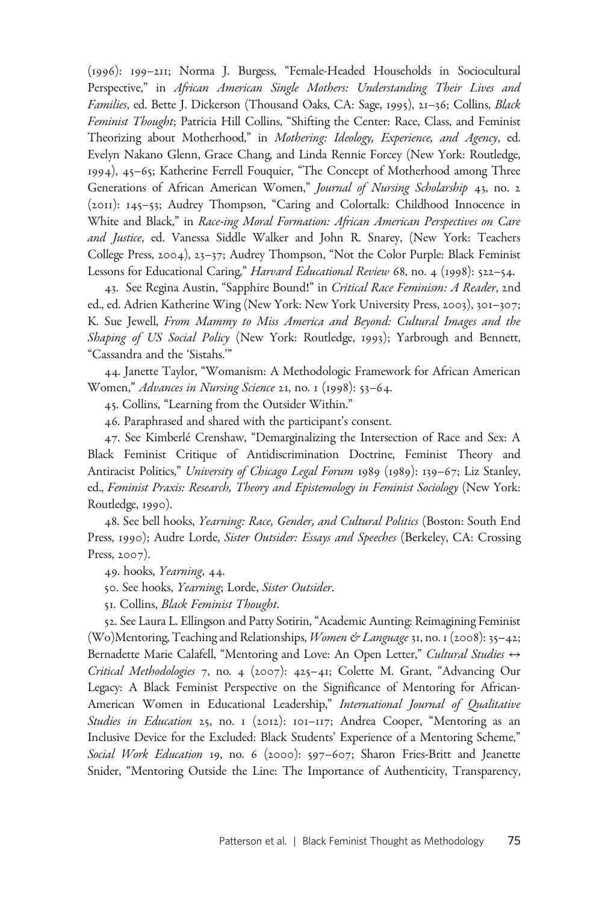(1996): 199–211; Norma J. Burgess, "Female-Headed Households in Sociocultural Perspective," in *African American Single Mothers: Understanding Their Lives and Families*, ed. Bette J. Dickerson (Thousand Oaks, CA: Sage, 1995), 21–36; Collins, *Black Feminist Thought*; Patricia Hill Collins, "Shifting the Center: Race, Class, and Feminist Theorizing about Motherhood," in *Mothering: Ideology, Experience, and Agency*, ed. Evelyn Nakano Glenn, Grace Chang, and Linda Rennie Forcey (New York: Routledge, 1994), 45–65; Katherine Ferrell Fouquier, "The Concept of Motherhood among Three Generations of African American Women," *Journal of Nursing Scholarship* 43, no. 2 (2011): 145–53; Audrey Thompson, "Caring and Colortalk: Childhood Innocence in White and Black," in *Race-ing Moral Formation: African American Perspectives on Care and Justice*, ed. Vanessa Siddle Walker and John R. Snarey, (New York: Teachers College Press, 2004), 23–37; Audrey Thompson, "Not the Color Purple: Black Feminist Lessons for Educational Caring," *Harvard Educational Review* 68, no. 4 (1998): 522–54.

43. See Regina Austin, "Sapphire Bound!" in *Critical Race Feminism: A Reader*, 2nd ed., ed. Adrien Katherine Wing (New York: New York University Press, 2003), 301–307; K. Sue Jewell, *From Mammy to Miss America and Beyond: Cultural Images and the Shaping of US Social Policy* (New York: Routledge, 1993); Yarbrough and Bennett, "Cassandra and the 'Sistahs.'"

44. Janette Taylor, "Womanism: A Methodologic Framework for African American Women," *Advances in Nursing Science* 21, no. 1 (1998): 53–64.

45. Collins, "Learning from the Outsider Within."

46. Paraphrased and shared with the participant's consent.

47. See Kimberlé Crenshaw, "Demarginalizing the Intersection of Race and Sex: A Black Feminist Critique of Antidiscrimination Doctrine, Feminist Theory and Antiracist Politics," *University of Chicago Legal Forum* 1989 (1989): 139–67; Liz Stanley, ed., *Feminist Praxis: Research, Theory and Epistemology in Feminist Sociology* (New York: Routledge, 1990).

48. See bell hooks, *Yearning: Race, Gender, and Cultural Politics* (Boston: South End Press, 1990); Audre Lorde, *Sister Outsider: Essays and Speeches* (Berkeley, CA: Crossing Press, 2007).

49. hooks, *Yearning*, 44.

50. See hooks, *Yearning*; Lorde, *Sister Outsider*.

51. Collins, *Black Feminist Thought*.

52. See Laura L. Ellingson and Patty Sotirin, "Academic Aunting: Reimagining Feminist (Wo)Mentoring, Teaching and Relationships, *Women & Language* 31, no. 1 (2008): 35–42; Bernadette Marie Calafell, "Mentoring and Love: An Open Letter," *Cultural Studies ↔ Critical Methodologies* 7, no. 4 (2007): 425–41; Colette M. Grant, "Advancing Our Legacy: A Black Feminist Perspective on the Significance of Mentoring for African-American Women in Educational Leadership," *International Journal of Qualitative Studies in Education* 25, no. 1 (2012): 101–117; Andrea Cooper, "Mentoring as an Inclusive Device for the Excluded: Black Students' Experience of a Mentoring Scheme," *Social Work Education* 19, no. 6 (2000): 597–607; Sharon Fries-Britt and Jeanette Snider, "Mentoring Outside the Line: The Importance of Authenticity, Transparency,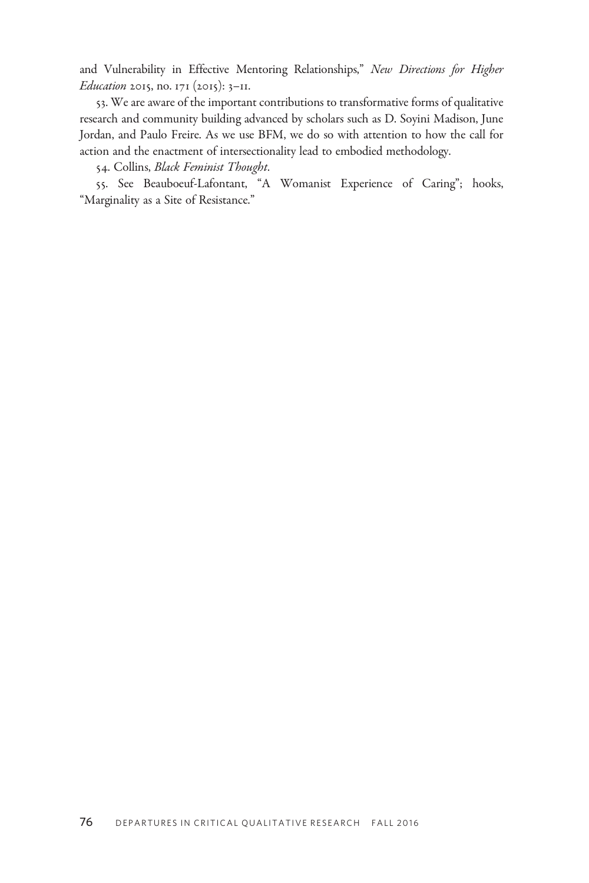and Vulnerability in Effective Mentoring Relationships," *New Directions for Higher Education* 2015, no. 171 (2015): 3–11.

53. We are aware of the important contributions to transformative forms of qualitative research and community building advanced by scholars such as D. Soyini Madison, June Jordan, and Paulo Freire. As we use BFM, we do so with attention to how the call for action and the enactment of intersectionality lead to embodied methodology.

54. Collins, *Black Feminist Thought*.

55. See Beauboeuf-Lafontant, "A Womanist Experience of Caring"; hooks, "Marginality as a Site of Resistance."